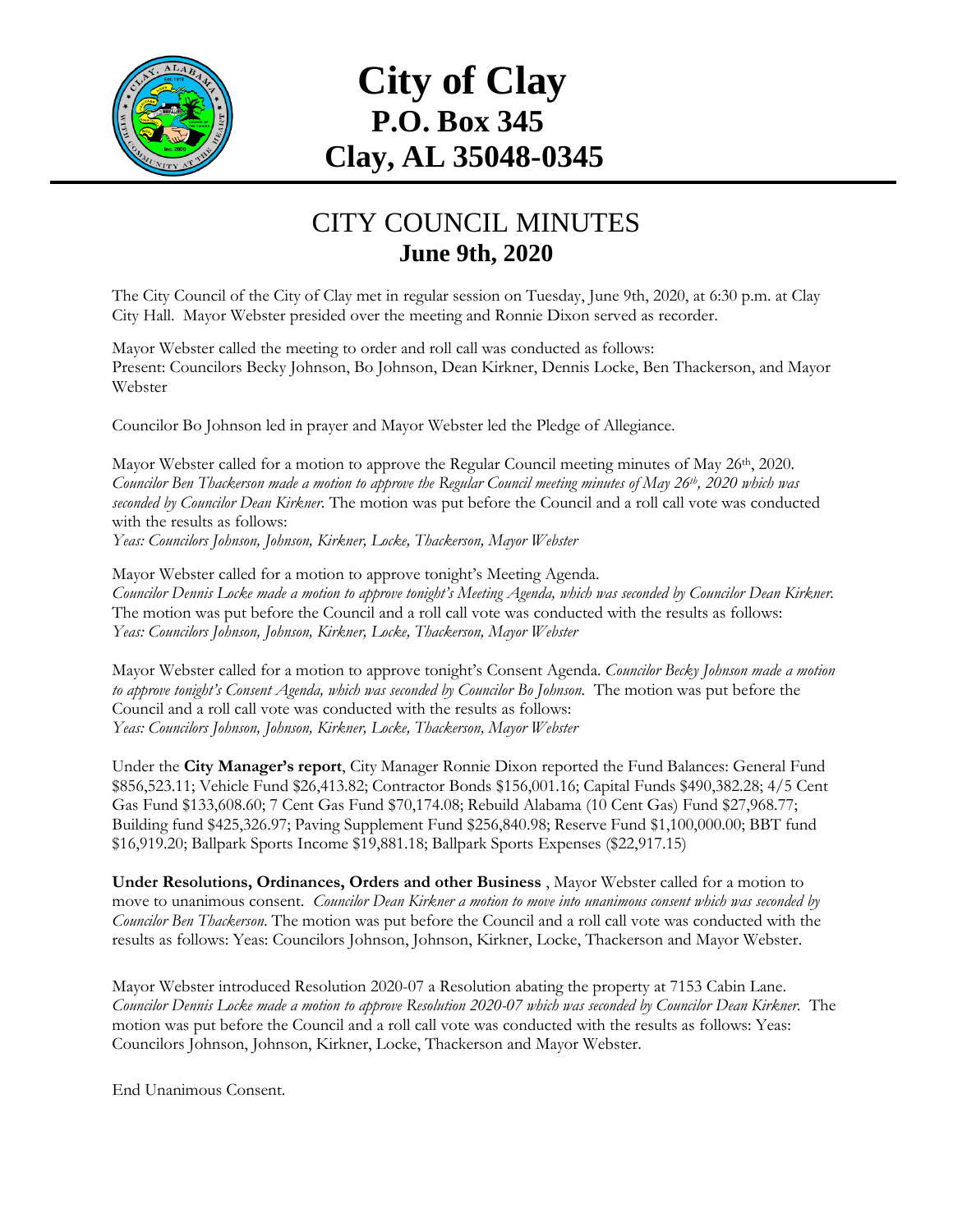# City of Clay
## P.O. Box 345
## Clay, AL 35048-0345

## CITY COUNCIL MINUTES
**June 9th, 2020**

The City Council of the City of Clay met in regular session on Tuesday, June 9th, 2020, at 6:30 p.m. at Clay City Hall. Mayor Webster presided over the meeting and Ronnie Dixon served as recorder.

Mayor Webster called the meeting to order and roll call was conducted as follows:
Present: Councilors Becky Johnson, Bo Johnson, Dean Kirkner, Dennis Locke, Ben Thackerson, and Mayor Webster

Councilor Bo Johnson led in prayer and Mayor Webster led the Pledge of Allegiance.

Mayor Webster called for a motion to approve the Regular Council meeting minutes of May 26th, 2020. *Councilor Ben Thackerson made a motion to approve the Regular Council meeting minutes of May 26th, 2020 which was seconded by Councilor Dean Kirkner.* The motion was put before the Council and a roll call vote was conducted with the results as follows:
*Yeas: Councilors Johnson, Johnson, Kirkner, Locke, Thackerson, Mayor Webster*

Mayor Webster called for a motion to approve tonight's Meeting Agenda.
*Councilor Dennis Locke made a motion to approve tonight's Meeting Agenda, which was seconded by Councilor Dean Kirkner.* The motion was put before the Council and a roll call vote was conducted with the results as follows:
*Yeas: Councilors Johnson, Johnson, Kirkner, Locke, Thackerson, Mayor Webster*

Mayor Webster called for a motion to approve tonight's Consent Agenda. *Councilor Becky Johnson made a motion to approve tonight's Consent Agenda, which was seconded by Councilor Bo Johnson.* The motion was put before the Council and a roll call vote was conducted with the results as follows:
*Yeas: Councilors Johnson, Johnson, Kirkner, Locke, Thackerson, Mayor Webster*

Under the **City Manager's report**, City Manager Ronnie Dixon reported the Fund Balances: General Fund \$856,523.11; Vehicle Fund \$26,413.82; Contractor Bonds \$156,001.16; Capital Funds \$490,382.28; 4/5 Cent Gas Fund \$133,608.60; 7 Cent Gas Fund \$70,174.08; Rebuild Alabama (10 Cent Gas) Fund \$27,968.77; Building fund \$425,326.97; Paving Supplement Fund \$256,840.98; Reserve Fund \$1,100,000.00; BBT fund \$16,919.20; Ballpark Sports Income \$19,881.18; Ballpark Sports Expenses (\$22,917.15)

**Under Resolutions, Ordinances, Orders and other Business** , Mayor Webster called for a motion to move to unanimous consent. *Councilor Dean Kirkner a motion to move into unanimous consent which was seconded by Councilor Ben Thackerson.* The motion was put before the Council and a roll call vote was conducted with the results as follows: Yeas: Councilors Johnson, Johnson, Kirkner, Locke, Thackerson and Mayor Webster.

Mayor Webster introduced Resolution 2020-07 a Resolution abating the property at 7153 Cabin Lane. *Councilor Dennis Locke made a motion to approve Resolution 2020-07 which was seconded by Councilor Dean Kirkner.* The motion was put before the Council and a roll call vote was conducted with the results as follows: Yeas: Councilors Johnson, Johnson, Kirkner, Locke, Thackerson and Mayor Webster.

End Unanimous Consent.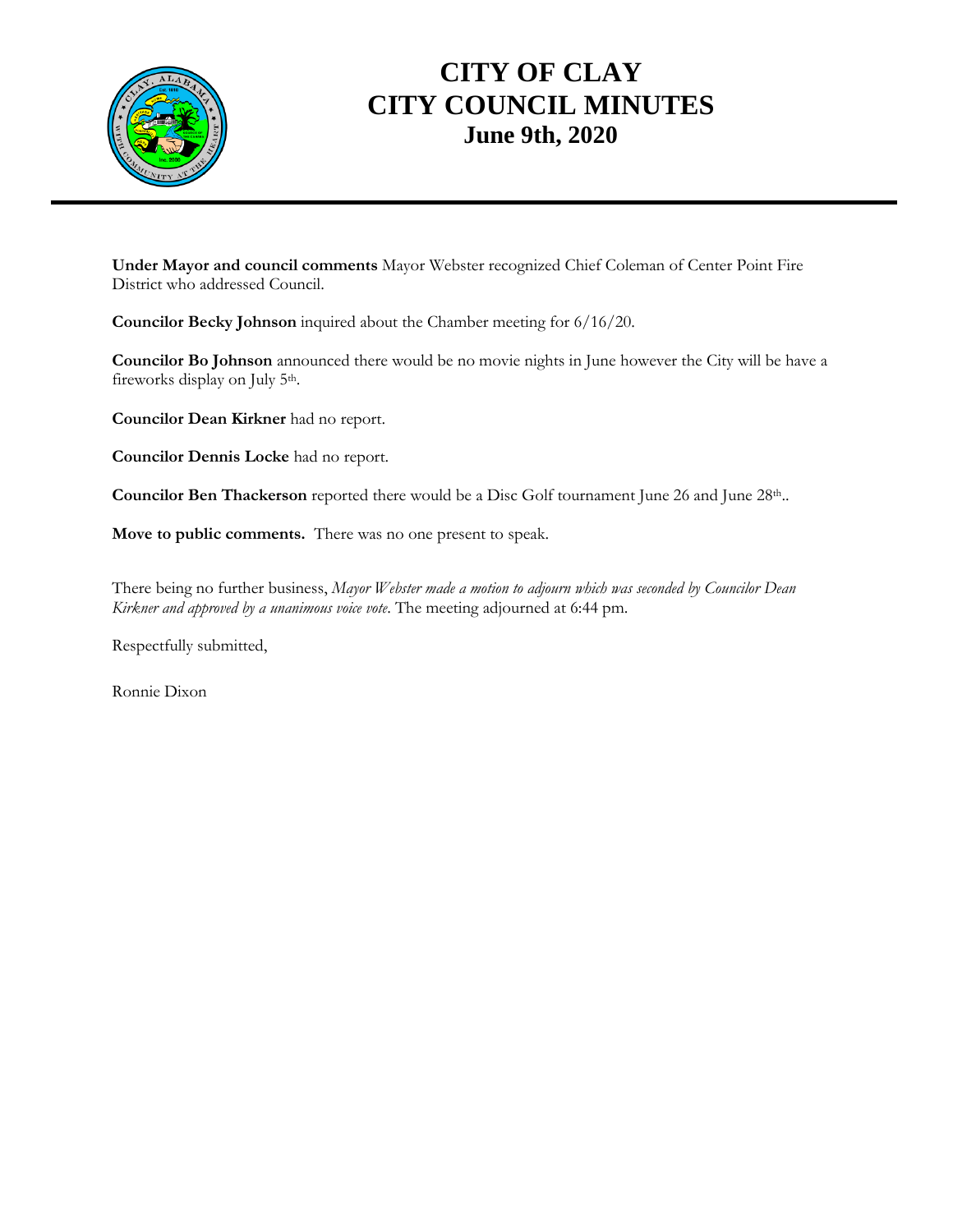# CITY OF CLAY
# CITY COUNCIL MINUTES
## June 9th, 2020

**Under Mayor and council comments** Mayor Webster recognized Chief Coleman of Center Point Fire District who addressed Council.

**Councilor Becky Johnson** inquired about the Chamber meeting for 6/16/20.

**Councilor Bo Johnson** announced there would be no movie nights in June however the City will be have a fireworks display on July 5th.

**Councilor Dean Kirkner** had no report.

**Councilor Dennis Locke** had no report.

**Councilor Ben Thackerson** reported there would be a Disc Golf tournament June 26 and June 28th..

**Move to public comments.** There was no one present to speak.

There being no further business, *Mayor Webster made a motion to adjourn which was seconded by Councilor Dean Kirkner and approved by a unanimous voice vote*. The meeting adjourned at 6:44 pm.

Respectfully submitted,

Ronnie Dixon